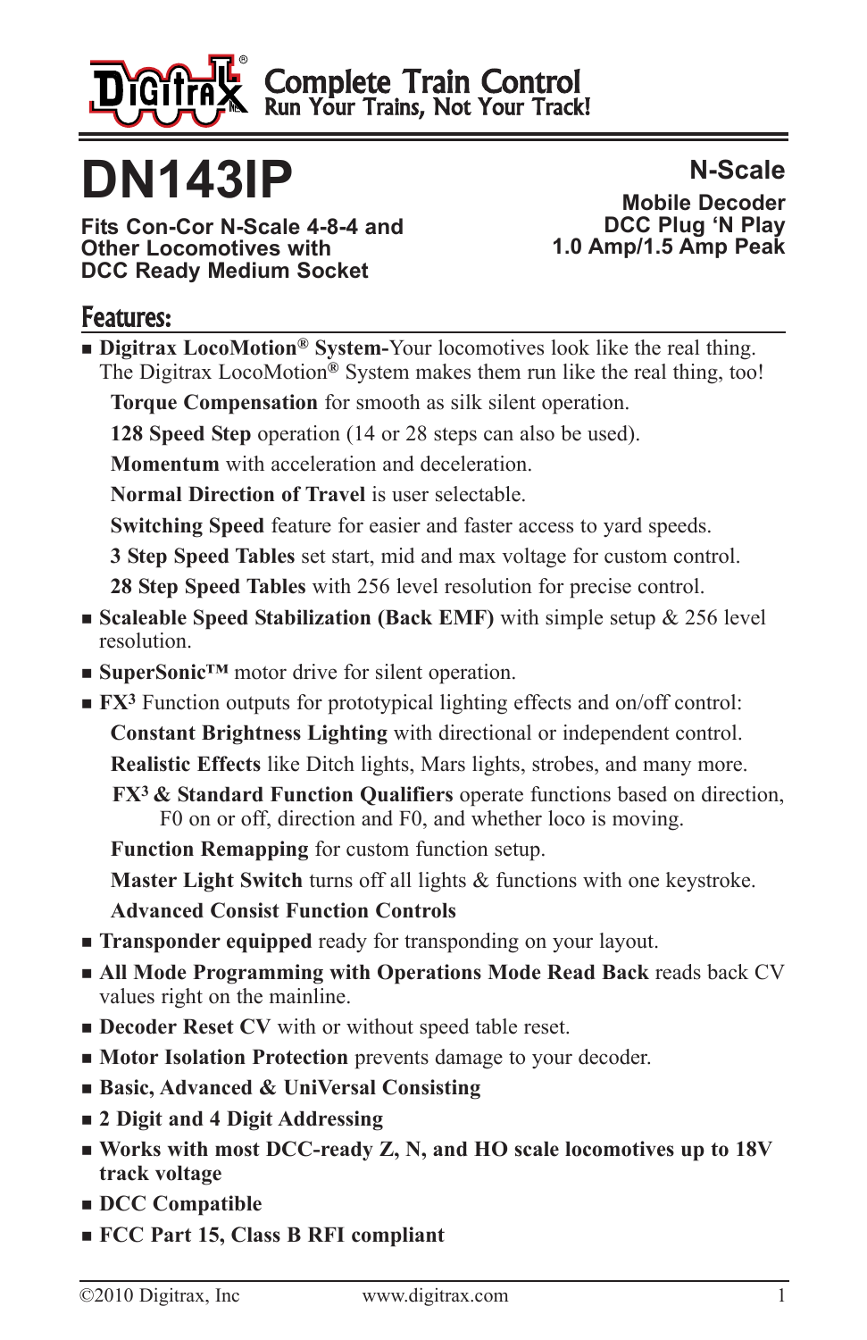**Complete Train Control**
**Run Your Trains, Not Your Track!**

# DN143IP

**Fits Con-Cor N-Scale 4-8-4 and Other Locomotives with DCC Ready Medium Socket**

**N-Scale**

**Mobile Decoder**
**DCC Plug 'N Play**
**1.0 Amp/1.5 Amp Peak**

## Features:

- **Digitrax LocoMotion® System-**Your locomotives look like the real thing. The Digitrax LocoMotion® System makes them run like the real thing, too!
  - **Torque Compensation** for smooth as silk silent operation.
  - **128 Speed Step** operation (14 or 28 steps can also be used).
  - **Momentum** with acceleration and deceleration.
  - **Normal Direction of Travel** is user selectable.
  - **Switching Speed** feature for easier and faster access to yard speeds.
  - **3 Step Speed Tables** set start, mid and max voltage for custom control.
  - **28 Step Speed Tables** with 256 level resolution for precise control.
- **Scaleable Speed Stabilization (Back EMF)** with simple setup & 256 level resolution.
- **SuperSonic™** motor drive for silent operation.
- **FX³** Function outputs for prototypical lighting effects and on/off control:
  - **Constant Brightness Lighting** with directional or independent control.
  - **Realistic Effects** like Ditch lights, Mars lights, strobes, and many more.
  - **FX³ & Standard Function Qualifiers** operate functions based on direction, F0 on or off, direction and F0, and whether loco is moving.
  - **Function Remapping** for custom function setup.
  - **Master Light Switch** turns off all lights & functions with one keystroke.
  - **Advanced Consist Function Controls**
- **Transponder equipped** ready for transponding on your layout.
- **All Mode Programming with Operations Mode Read Back** reads back CV values right on the mainline.
- **Decoder Reset CV** with or without speed table reset.
- **Motor Isolation Protection** prevents damage to your decoder.
- **Basic, Advanced & UniVersal Consisting**
- **2 Digit and 4 Digit Addressing**
- **Works with most DCC-ready Z, N, and HO scale locomotives up to 18V track voltage**
- **DCC Compatible**
- **FCC Part 15, Class B RFI compliant**

©2010 Digitrax, Inc www.digitrax.com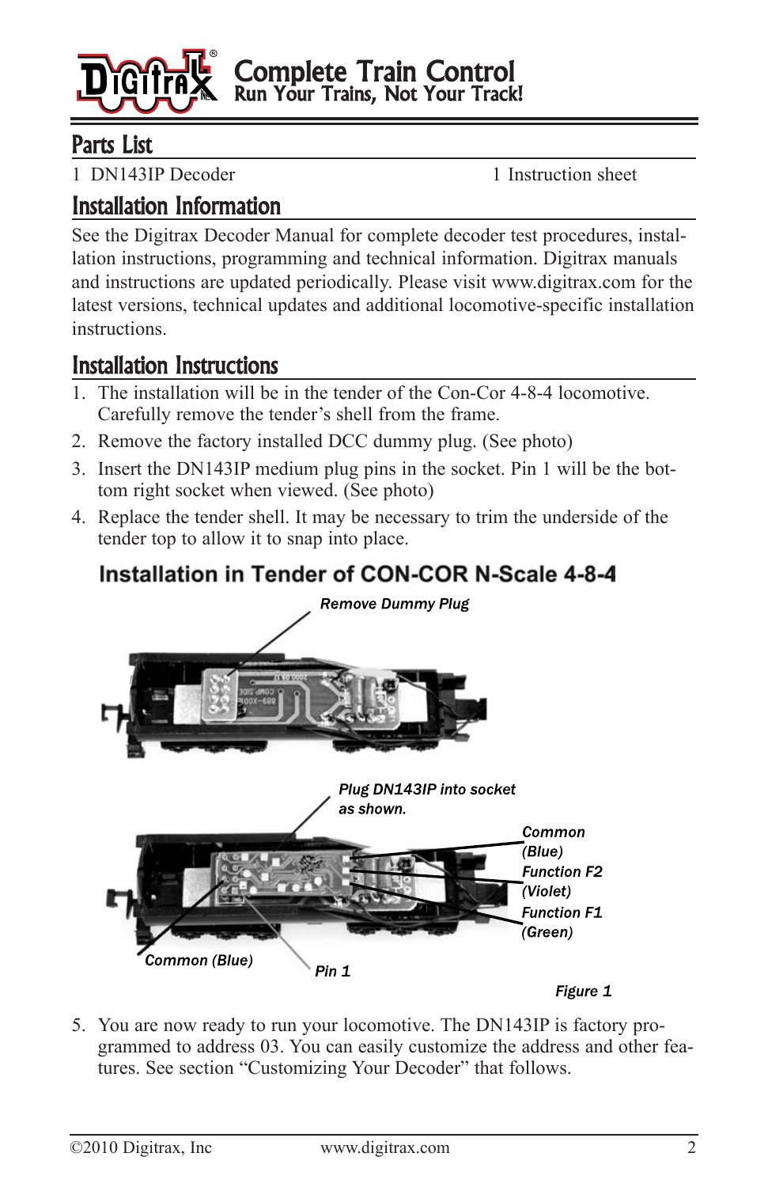# Complete Train Control
Run Your Trains, Not Your Track!

## Parts List

1 DN143IP Decoder

1 Instruction sheet

## Installation Information

See the Digitrax Decoder Manual for complete decoder test procedures, installation instructions, programming and technical information. Digitrax manuals and instructions are updated periodically. Please visit www.digitrax.com for the latest versions, technical updates and additional locomotive-specific installation instructions.

## Installation Instructions

1. The installation will be in the tender of the Con-Cor 4-8-4 locomotive. Carefully remove the tender's shell from the frame.
2. Remove the factory installed DCC dummy plug. (See photo)
3. Insert the DN143IP medium plug pins in the socket. Pin 1 will be the bottom right socket when viewed. (See photo)
4. Replace the tender shell. It may be necessary to trim the underside of the tender top to allow it to snap into place.

**Installation in Tender of CON-COR N-Scale 4-8-4**

*Remove Dummy Plug*

*Plug DN143IP into socket as shown.*

*Common (Blue)*

*Function F2 (Violet)*

*Function F1 (Green)*

*Common (Blue)*

*Pin 1*

*Figure 1*

5. You are now ready to run your locomotive. The DN143IP is factory programmed to address 03. You can easily customize the address and other features. See section "Customizing Your Decoder" that follows.

©2010 Digitrax, Inc www.digitrax.com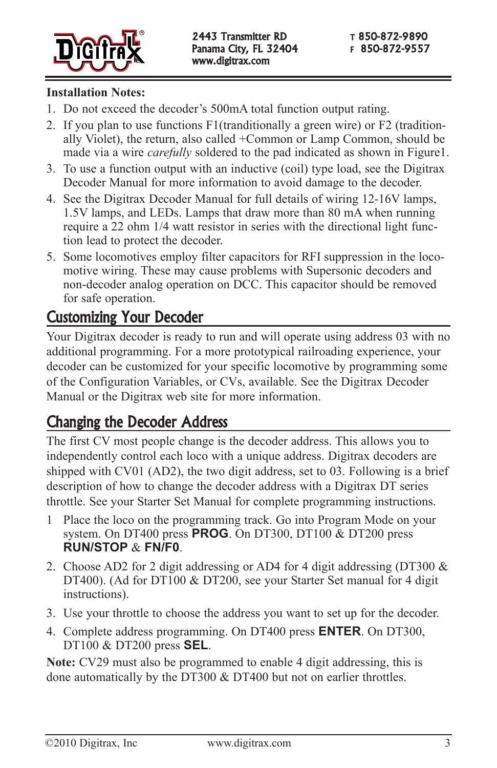**Installation Notes:**

1. Do not exceed the decoder's 500mA total function output rating.
2. If you plan to use functions F1(tranditionally a green wire) or F2 (traditionally Violet), the return, also called +Common or Lamp Common, should be made via a wire *carefully* soldered to the pad indicated as shown in Figure1.
3. To use a function output with an inductive (coil) type load, see the Digitrax Decoder Manual for more information to avoid damage to the decoder.
4. See the Digitrax Decoder Manual for full details of wiring 12-16V lamps, 1.5V lamps, and LEDs. Lamps that draw more than 80 mA when running require a 22 ohm 1/4 watt resistor in series with the directional light function lead to protect the decoder.
5. Some locomotives employ filter capacitors for RFI suppression in the locomotive wiring. These may cause problems with Supersonic decoders and non-decoder analog operation on DCC. This capacitor should be removed for safe operation.

## Customizing Your Decoder

Your Digitrax decoder is ready to run and will operate using address 03 with no additional programming. For a more prototypical railroading experience, your decoder can be customized for your specific locomotive by programming some of the Configuration Variables, or CVs, available. See the Digitrax Decoder Manual or the Digitrax web site for more information.

## Changing the Decoder Address

The first CV most people change is the decoder address. This allows you to independently control each loco with a unique address. Digitrax decoders are shipped with CV01 (AD2), the two digit address, set to 03. Following is a brief description of how to change the decoder address with a Digitrax DT series throttle. See your Starter Set Manual for complete programming instructions.

1. Place the loco on the programming track. Go into Program Mode on your system. On DT400 press **PROG**. On DT300, DT100 & DT200 press **RUN/STOP** & **FN/F0**.
2. Choose AD2 for 2 digit addressing or AD4 for 4 digit addressing (DT300 & DT400). (Ad for DT100 & DT200, see your Starter Set manual for 4 digit instructions).
3. Use your throttle to choose the address you want to set up for the decoder.
4. Complete address programming. On DT400 press **ENTER**. On DT300, DT100 & DT200 press **SEL**.

**Note:** CV29 must also be programmed to enable 4 digit addressing, this is done automatically by the DT300 & DT400 but not on earlier throttles.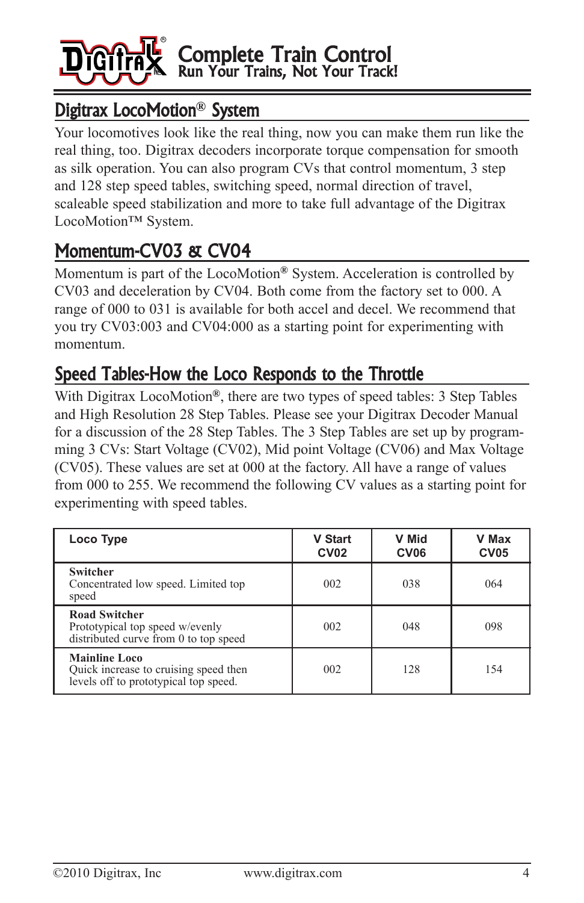# Complete Train Control
Run Your Trains, Not Your Track!

## Digitrax LocoMotion® System

Your locomotives look like the real thing, now you can make them run like the real thing, too. Digitrax decoders incorporate torque compensation for smooth as silk operation. You can also program CVs that control momentum, 3 step and 128 step speed tables, switching speed, normal direction of travel, scaleable speed stabilization and more to take full advantage of the Digitrax LocoMotion™ System.

## Momentum-CV03 & CV04

Momentum is part of the LocoMotion® System. Acceleration is controlled by CV03 and deceleration by CV04. Both come from the factory set to 000. A range of 000 to 031 is available for both accel and decel. We recommend that you try CV03:003 and CV04:000 as a starting point for experimenting with momentum.

## Speed Tables-How the Loco Responds to the Throttle

With Digitrax LocoMotion®, there are two types of speed tables: 3 Step Tables and High Resolution 28 Step Tables. Please see your Digitrax Decoder Manual for a discussion of the 28 Step Tables. The 3 Step Tables are set up by programming 3 CVs: Start Voltage (CV02), Mid point Voltage (CV06) and Max Voltage (CV05). These values are set at 000 at the factory. All have a range of values from 000 to 255. We recommend the following CV values as a starting point for experimenting with speed tables.

| Loco Type | V Start CV02 | V Mid CV06 | V Max CV05 |
|---|---|---|---|
| **Switcher** Concentrated low speed. Limited top speed | 002 | 038 | 064 |
| **Road Switcher** Prototypical top speed w/evenly distributed curve from 0 to top speed | 002 | 048 | 098 |
| **Mainline Loco** Quick increase to cruising speed then levels off to prototypical top speed. | 002 | 128 | 154 |

©2010 Digitrax, Inc www.digitrax.com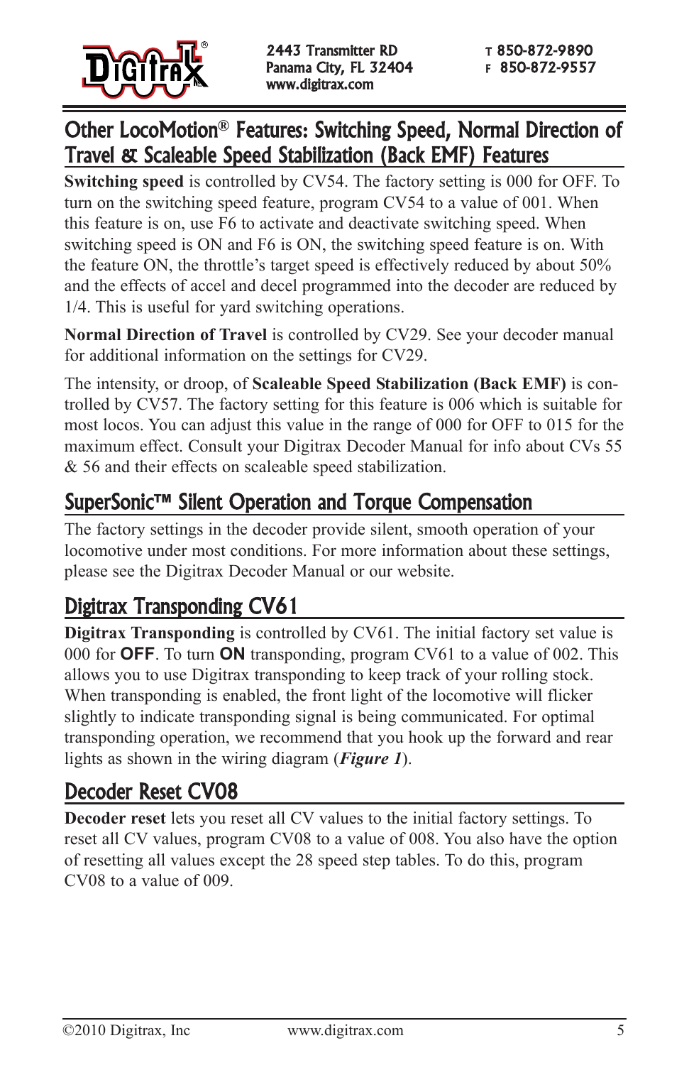## Other LocoMotion® Features: Switching Speed, Normal Direction of Travel & Scaleable Speed Stabilization (Back EMF) Features

**Switching speed** is controlled by CV54. The factory setting is 000 for OFF. To turn on the switching speed feature, program CV54 to a value of 001. When this feature is on, use F6 to activate and deactivate switching speed. When switching speed is ON and F6 is ON, the switching speed feature is on. With the feature ON, the throttle's target speed is effectively reduced by about 50% and the effects of accel and decel programmed into the decoder are reduced by 1/4. This is useful for yard switching operations.

**Normal Direction of Travel** is controlled by CV29. See your decoder manual for additional information on the settings for CV29.

The intensity, or droop, of **Scaleable Speed Stabilization (Back EMF)** is controlled by CV57. The factory setting for this feature is 006 which is suitable for most locos. You can adjust this value in the range of 000 for OFF to 015 for the maximum effect. Consult your Digitrax Decoder Manual for info about CVs 55 & 56 and their effects on scaleable speed stabilization.

## SuperSonic™ Silent Operation and Torque Compensation

The factory settings in the decoder provide silent, smooth operation of your locomotive under most conditions. For more information about these settings, please see the Digitrax Decoder Manual or our website.

## Digitrax Transponding CV61

**Digitrax Transponding** is controlled by CV61. The initial factory set value is 000 for **OFF**. To turn **ON** transponding, program CV61 to a value of 002. This allows you to use Digitrax transponding to keep track of your rolling stock. When transponding is enabled, the front light of the locomotive will flicker slightly to indicate transponding signal is being communicated. For optimal transponding operation, we recommend that you hook up the forward and rear lights as shown in the wiring diagram (***Figure 1***).

## Decoder Reset CV08

**Decoder reset** lets you reset all CV values to the initial factory settings. To reset all CV values, program CV08 to a value of 008. You also have the option of resetting all values except the 28 speed step tables. To do this, program CV08 to a value of 009.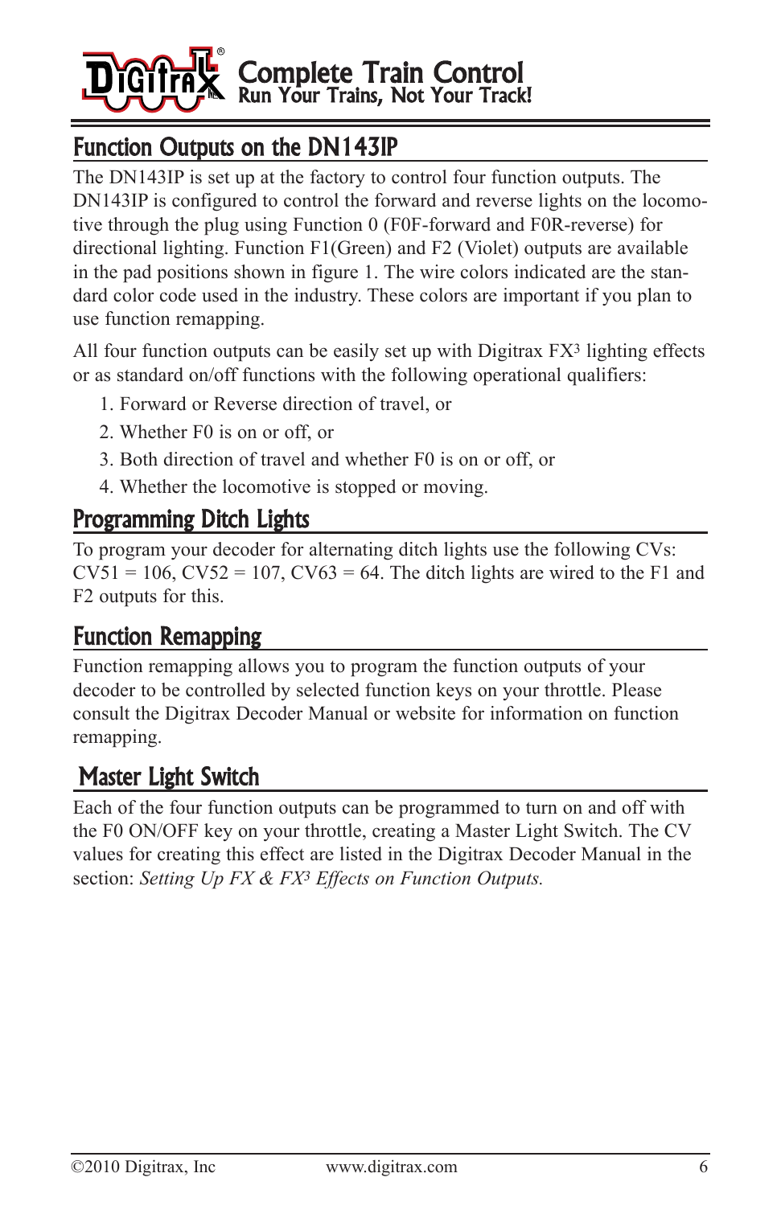## Function Outputs on the DN143IP

The DN143IP is set up at the factory to control four function outputs. The DN143IP is configured to control the forward and reverse lights on the locomotive through the plug using Function 0 (F0F-forward and F0R-reverse) for directional lighting. Function F1(Green) and F2 (Violet) outputs are available in the pad positions shown in figure 1. The wire colors indicated are the standard color code used in the industry. These colors are important if you plan to use function remapping.

All four function outputs can be easily set up with Digitrax FX[3] lighting effects or as standard on/off functions with the following operational qualifiers:

1. Forward or Reverse direction of travel, or
2. Whether F0 is on or off, or
3. Both direction of travel and whether F0 is on or off, or
4. Whether the locomotive is stopped or moving.

## Programming Ditch Lights

To program your decoder for alternating ditch lights use the following CVs: CV51 = 106, CV52 = 107, CV63 = 64. The ditch lights are wired to the F1 and F2 outputs for this.

## Function Remapping

Function remapping allows you to program the function outputs of your decoder to be controlled by selected function keys on your throttle. Please consult the Digitrax Decoder Manual or website for information on function remapping.

## Master Light Switch

Each of the four function outputs can be programmed to turn on and off with the F0 ON/OFF key on your throttle, creating a Master Light Switch. The CV values for creating this effect are listed in the Digitrax Decoder Manual in the section: *Setting Up FX & FX[3] Effects on Function Outputs.*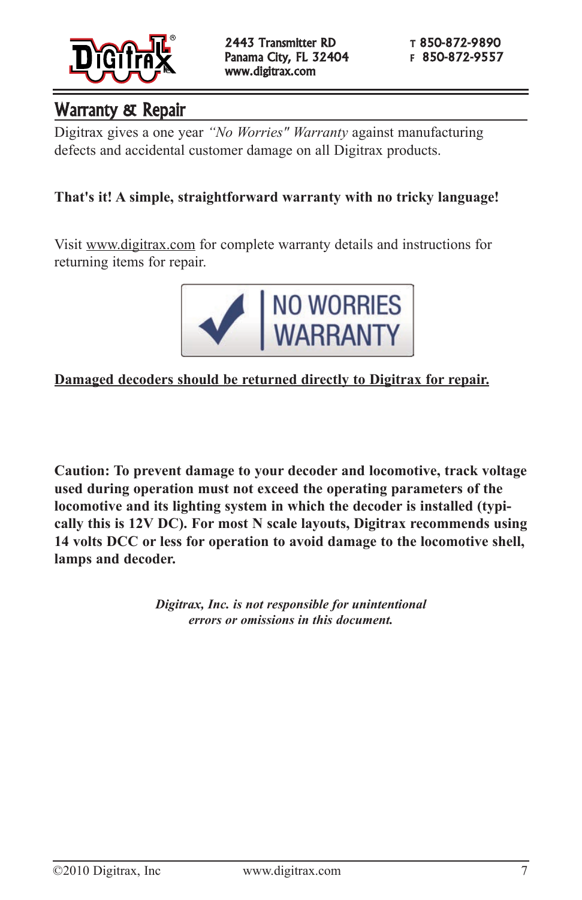2443 Transmitter RD
Panama City, FL 32404
www.digitrax.com

T 850-872-9890
F 850-872-9557

## Warranty & Repair

Digitrax gives a one year *"No Worries" Warranty* against manufacturing defects and accidental customer damage on all Digitrax products.

**That's it! A simple, straightforward warranty with no tricky language!**

Visit www.digitrax.com for complete warranty details and instructions for returning items for repair.

NO WORRIES WARRANTY

**Damaged decoders should be returned directly to Digitrax for repair.**

**Caution: To prevent damage to your decoder and locomotive, track voltage used during operation must not exceed the operating parameters of the locomotive and its lighting system in which the decoder is installed (typically this is 12V DC). For most N scale layouts, Digitrax recommends using 14 volts DCC or less for operation to avoid damage to the locomotive shell, lamps and decoder.**

***Digitrax, Inc. is not responsible for unintentional errors or omissions in this document.***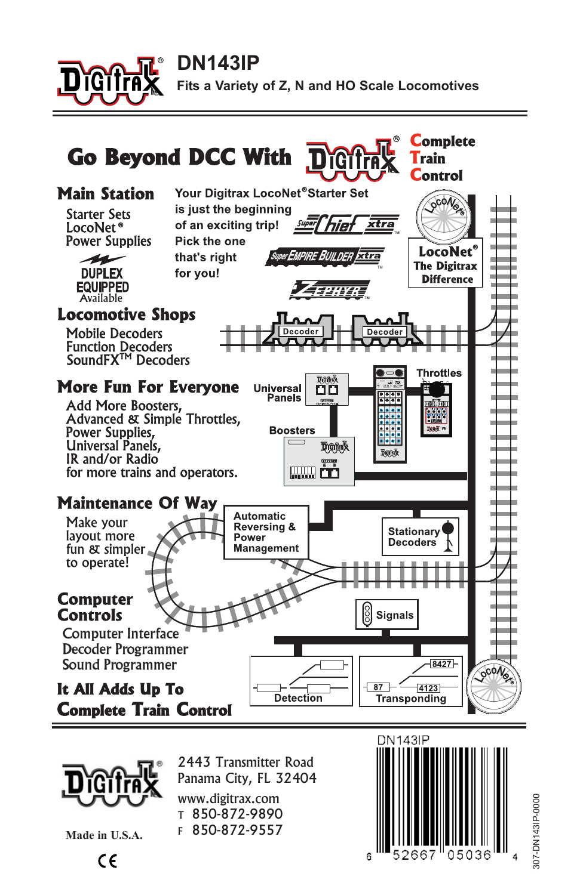# DN143IP

Fits a Variety of Z, N and HO Scale Locomotives

## Go Beyond DCC With Digitrax Complete Train Control

### Main Station

Starter Sets
LocoNet®
Power Supplies

DUPLEX EQUIPPED Available

Your Digitrax LocoNet® Starter Set is just the beginning of an exciting trip! Pick the one that's right for you!

Super Chief xtra™

Super EMPIRE BUILDER xtra™

ZEPHYR™

LocoNet® The Digitrax Difference

### Locomotive Shops

Mobile Decoders
Function Decoders
SoundFX™ Decoders

Decoder

Decoder

### More Fun For Everyone

Add More Boosters,
Advanced & Simple Throttles,
Power Supplies,
Universal Panels,
IR and/or Radio
for more trains and operators.

Universal Panels

Throttles

Boosters

### Maintenance Of Way

Make your layout more fun & simpler to operate!

Automatic Reversing & Power Management

Stationary Decoders

### Computer Controls

Computer Interface
Decoder Programmer
Sound Programmer

Signals

Detection

Transponding

87

8427

4123

### It All Adds Up To Complete Train Control

---

2443 Transmitter Road
Panama City, FL 32404
www.digitrax.com
T 850-872-9890
F 850-872-9557

Made in U.S.A.

CE

DN143IP

6 52667 05036 4

307-DN143IP-0000